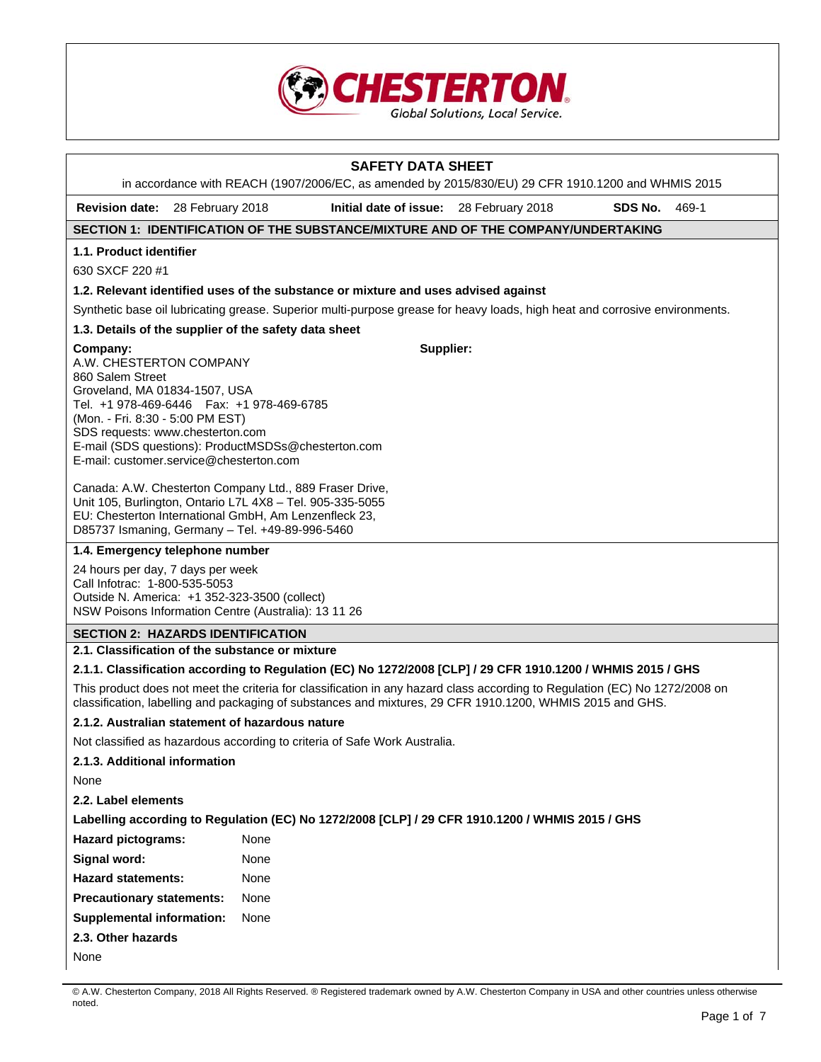# SAFETY DATA SHEET

in accordance with REACH (1907/2006/EC, as amended by 2015/830/EU) 29 CFR 1910.1200 and WHMIS 2015

**Revision date:** 28 February 2018 **Initial date of issue:** 28 February 2018 **SDS No.** 469-1

## SECTION 1: IDENTIFICATION OF THE SUBSTANCE/MIXTURE AND OF THE COMPANY/UNDERTAKING

### 1.1. Product identifier

630 SXCF 220 #1

### 1.2. Relevant identified uses of the substance or mixture and uses advised against

Synthetic base oil lubricating grease. Superior multi-purpose grease for heavy loads, high heat and corrosive environments.

### 1.3. Details of the supplier of the safety data sheet

**Company:**
A.W. CHESTERTON COMPANY
860 Salem Street
Groveland, MA 01834-1507, USA
Tel. +1 978-469-6446 Fax: +1 978-469-6785
(Mon. - Fri. 8:30 - 5:00 PM EST)
SDS requests: www.chesterton.com
E-mail (SDS questions): ProductMSDSs@chesterton.com
E-mail: customer.service@chesterton.com

**Supplier:**

Canada: A.W. Chesterton Company Ltd., 889 Fraser Drive, Unit 105, Burlington, Ontario L7L 4X8 – Tel. 905-335-5055
EU: Chesterton International GmbH, Am Lenzenfleck 23, D85737 Ismaning, Germany – Tel. +49-89-996-5460

### 1.4. Emergency telephone number

24 hours per day, 7 days per week
Call Infotrac: 1-800-535-5053
Outside N. America: +1 352-323-3500 (collect)
NSW Poisons Information Centre (Australia): 13 11 26

## SECTION 2: HAZARDS IDENTIFICATION

### 2.1. Classification of the substance or mixture

#### 2.1.1. Classification according to Regulation (EC) No 1272/2008 [CLP] / 29 CFR 1910.1200 / WHMIS 2015 / GHS

This product does not meet the criteria for classification in any hazard class according to Regulation (EC) No 1272/2008 on classification, labelling and packaging of substances and mixtures, 29 CFR 1910.1200, WHMIS 2015 and GHS.

#### 2.1.2. Australian statement of hazardous nature

Not classified as hazardous according to criteria of Safe Work Australia.

#### 2.1.3. Additional information

None

### 2.2. Label elements

**Labelling according to Regulation (EC) No 1272/2008 [CLP] / 29 CFR 1910.1200 / WHMIS 2015 / GHS**

**Hazard pictograms:** None

**Signal word:** None

**Hazard statements:** None

**Precautionary statements:** None

**Supplemental information:** None

### 2.3. Other hazards

None

© A.W. Chesterton Company, 2018 All Rights Reserved. ® Registered trademark owned by A.W. Chesterton Company in USA and other countries unless otherwise noted.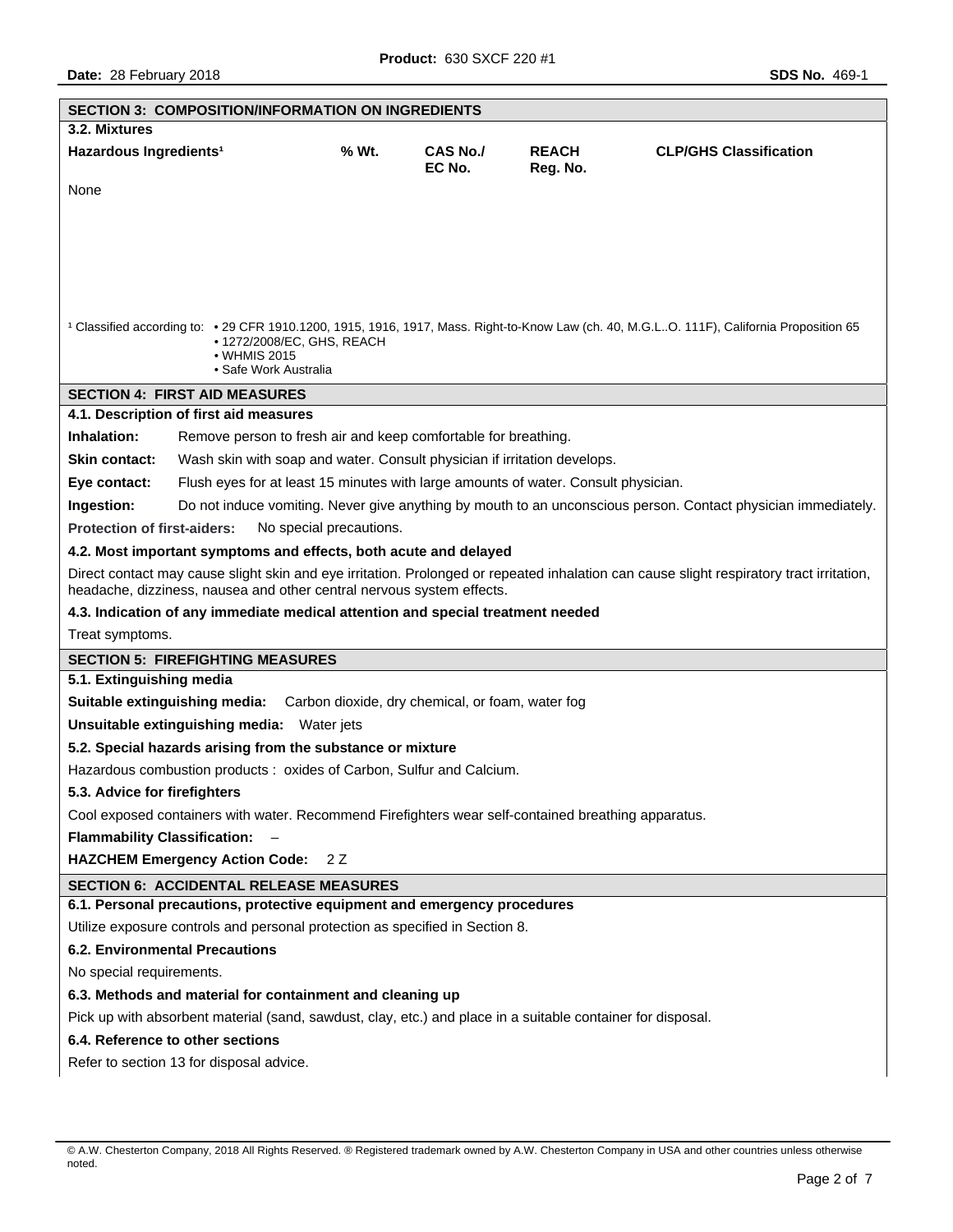## SECTION 3: COMPOSITION/INFORMATION ON INGREDIENTS

### 3.2. Mixtures

| Hazardous Ingredients[1] | % Wt. | CAS No./ EC No. | REACH Reg. No. | CLP/GHS Classification |
|---|---|---|---|---|
| None | | | | |

[1] Classified according to:
- 29 CFR 1910.1200, 1915, 1916, 1917, Mass. Right-to-Know Law (ch. 40, M.G.L..O. 111F), California Proposition 65
- 1272/2008/EC, GHS, REACH
- WHMIS 2015
- Safe Work Australia

## SECTION 4: FIRST AID MEASURES

### 4.1. Description of first aid measures

**Inhalation:** Remove person to fresh air and keep comfortable for breathing.

**Skin contact:** Wash skin with soap and water. Consult physician if irritation develops.

**Eye contact:** Flush eyes for at least 15 minutes with large amounts of water. Consult physician.

**Ingestion:** Do not induce vomiting. Never give anything by mouth to an unconscious person. Contact physician immediately.

**Protection of first-aiders:** No special precautions.

### 4.2. Most important symptoms and effects, both acute and delayed

Direct contact may cause slight skin and eye irritation. Prolonged or repeated inhalation can cause slight respiratory tract irritation, headache, dizziness, nausea and other central nervous system effects.

### 4.3. Indication of any immediate medical attention and special treatment needed

Treat symptoms.

## SECTION 5: FIREFIGHTING MEASURES

### 5.1. Extinguishing media

**Suitable extinguishing media:** Carbon dioxide, dry chemical, or foam, water fog

**Unsuitable extinguishing media:** Water jets

### 5.2. Special hazards arising from the substance or mixture

Hazardous combustion products : oxides of Carbon, Sulfur and Calcium.

### 5.3. Advice for firefighters

Cool exposed containers with water. Recommend Firefighters wear self-contained breathing apparatus.

**Flammability Classification:** –

**HAZCHEM Emergency Action Code:** 2 Z

## SECTION 6: ACCIDENTAL RELEASE MEASURES

### 6.1. Personal precautions, protective equipment and emergency procedures

Utilize exposure controls and personal protection as specified in Section 8.

### 6.2. Environmental Precautions

No special requirements.

### 6.3. Methods and material for containment and cleaning up

Pick up with absorbent material (sand, sawdust, clay, etc.) and place in a suitable container for disposal.

### 6.4. Reference to other sections

Refer to section 13 for disposal advice.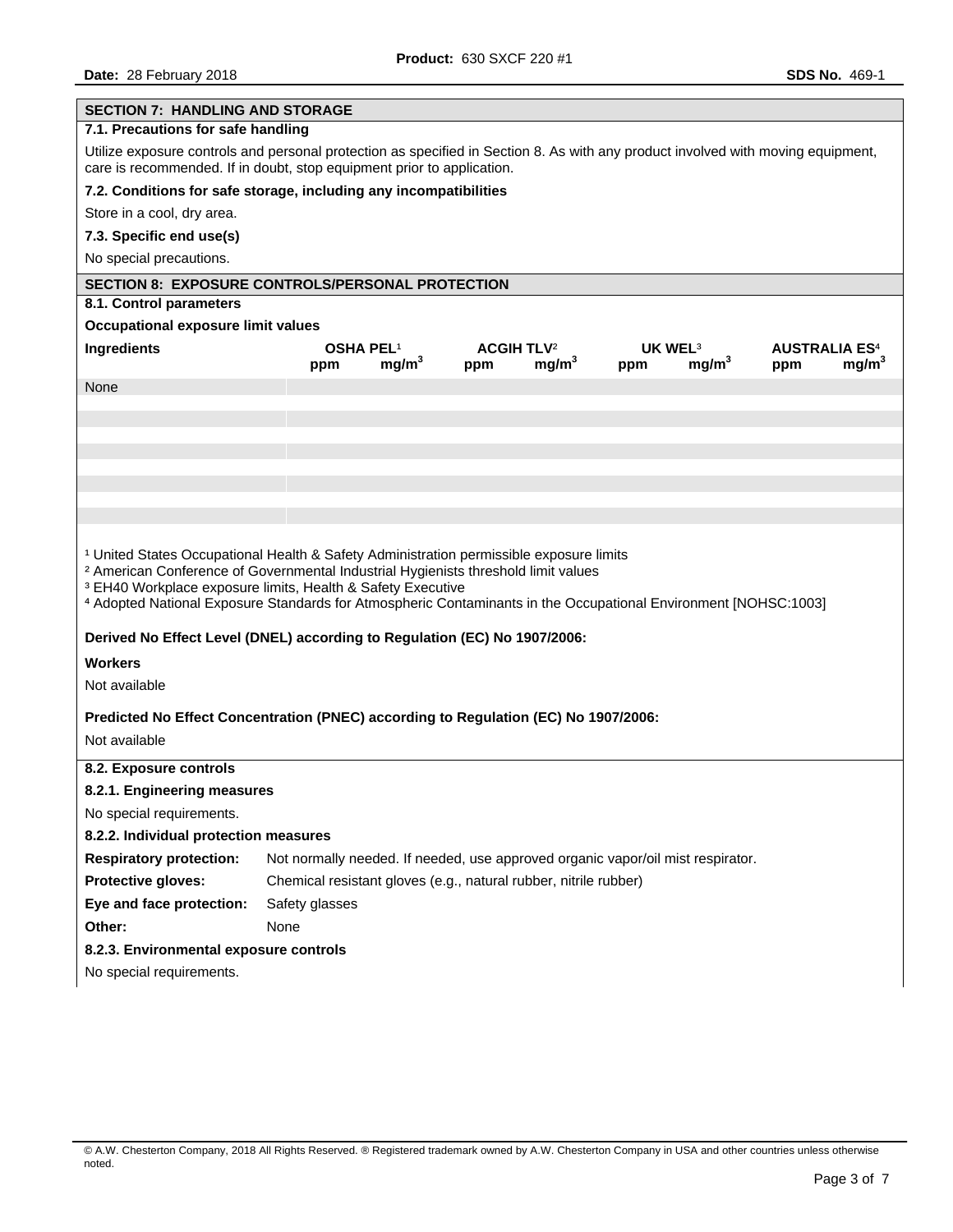## SECTION 7: HANDLING AND STORAGE

### 7.1. Precautions for safe handling

Utilize exposure controls and personal protection as specified in Section 8. As with any product involved with moving equipment, care is recommended. If in doubt, stop equipment prior to application.

### 7.2. Conditions for safe storage, including any incompatibilities

Store in a cool, dry area.

### 7.3. Specific end use(s)

No special precautions.

## SECTION 8: EXPOSURE CONTROLS/PERSONAL PROTECTION

### 8.1. Control parameters

**Occupational exposure limit values**

| Ingredients | OSHA PEL[1] | | ACGIH TLV[2] | | UK WEL[3] | | AUSTRALIA ES[4] | |
|---|---|---|---|---|---|---|---|---|
| | ppm | $mg/m^3$ | ppm | $mg/m^3$ | ppm | $mg/m^3$ | ppm | $mg/m^3$ |
| None | | | | | | | | |

[1] United States Occupational Health & Safety Administration permissible exposure limits
[2] American Conference of Governmental Industrial Hygienists threshold limit values
[3] EH40 Workplace exposure limits, Health & Safety Executive
[4] Adopted National Exposure Standards for Atmospheric Contaminants in the Occupational Environment [NOHSC:1003]

**Derived No Effect Level (DNEL) according to Regulation (EC) No 1907/2006:**

**Workers**

Not available

**Predicted No Effect Concentration (PNEC) according to Regulation (EC) No 1907/2006:**

Not available

### 8.2. Exposure controls

#### 8.2.1. Engineering measures

No special requirements.

#### 8.2.2. Individual protection measures

**Respiratory protection:** Not normally needed. If needed, use approved organic vapor/oil mist respirator.

**Protective gloves:** Chemical resistant gloves (e.g., natural rubber, nitrile rubber)

**Eye and face protection:** Safety glasses

**Other:** None

#### 8.2.3. Environmental exposure controls

No special requirements.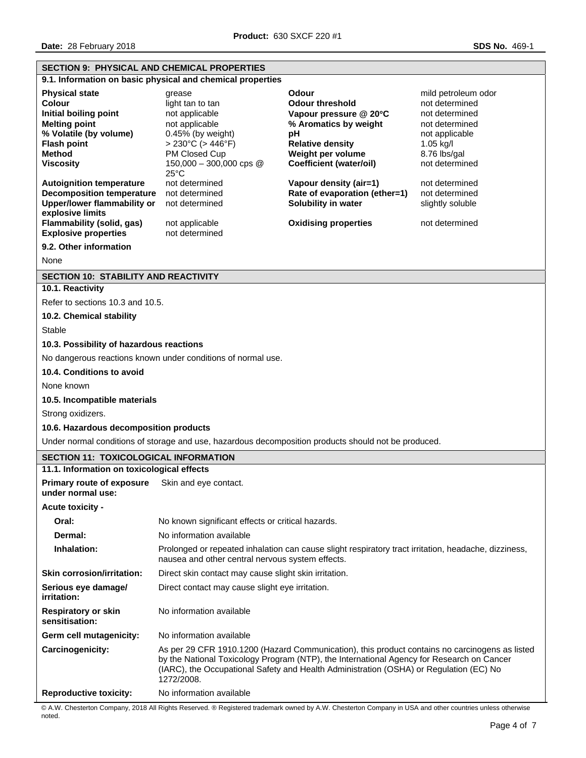## SECTION 9: PHYSICAL AND CHEMICAL PROPERTIES

### 9.1. Information on basic physical and chemical properties

| | | | |
|---|---|---|---|
| **Physical state** | grease | **Odour** | mild petroleum odor |
| **Colour** | light tan to tan | **Odour threshold** | not determined |
| **Initial boiling point** | not applicable | **Vapour pressure @ 20°C** | not determined |
| **Melting point** | not applicable | **% Aromatics by weight** | not determined |
| **% Volatile (by volume)** | 0.45% (by weight) | **pH** | not applicable |
| **Flash point** | > 230°C (> 446°F) | **Relative density** | 1.05 kg/l |
| **Method** | PM Closed Cup | **Weight per volume** | 8.76 lbs/gal |
| **Viscosity** | 150,000 – 300,000 cps @ 25°C | **Coefficient (water/oil)** | not determined |
| **Autoignition temperature** | not determined | **Vapour density (air=1)** | not determined |
| **Decomposition temperature** | not determined | **Rate of evaporation (ether=1)** | not determined |
| **Upper/lower flammability or explosive limits** | not determined | **Solubility in water** | slightly soluble |
| **Flammability (solid, gas)** | not applicable | **Oxidising properties** | not determined |
| **Explosive properties** | not determined | | |

### 9.2. Other information

None

## SECTION 10: STABILITY AND REACTIVITY

### 10.1. Reactivity

Refer to sections 10.3 and 10.5.

### 10.2. Chemical stability

Stable

### 10.3. Possibility of hazardous reactions

No dangerous reactions known under conditions of normal use.

### 10.4. Conditions to avoid

None known

### 10.5. Incompatible materials

Strong oxidizers.

### 10.6. Hazardous decomposition products

Under normal conditions of storage and use, hazardous decomposition products should not be produced.

## SECTION 11: TOXICOLOGICAL INFORMATION

### 11.1. Information on toxicological effects

**Primary route of exposure under normal use:** Skin and eye contact.

**Acute toxicity -**

| | |
|---|---|
| **Oral:** | No known significant effects or critical hazards. |
| **Dermal:** | No information available |
| **Inhalation:** | Prolonged or repeated inhalation can cause slight respiratory tract irritation, headache, dizziness, nausea and other central nervous system effects. |
| **Skin corrosion/irritation:** | Direct skin contact may cause slight skin irritation. |
| **Serious eye damage/ irritation:** | Direct contact may cause slight eye irritation. |
| **Respiratory or skin sensitisation:** | No information available |
| **Germ cell mutagenicity:** | No information available |
| **Carcinogenicity:** | As per 29 CFR 1910.1200 (Hazard Communication), this product contains no carcinogens as listed by the National Toxicology Program (NTP), the International Agency for Research on Cancer (IARC), the Occupational Safety and Health Administration (OSHA) or Regulation (EC) No 1272/2008. |
| **Reproductive toxicity:** | No information available |

© A.W. Chesterton Company, 2018 All Rights Reserved. ® Registered trademark owned by A.W. Chesterton Company in USA and other countries unless otherwise noted.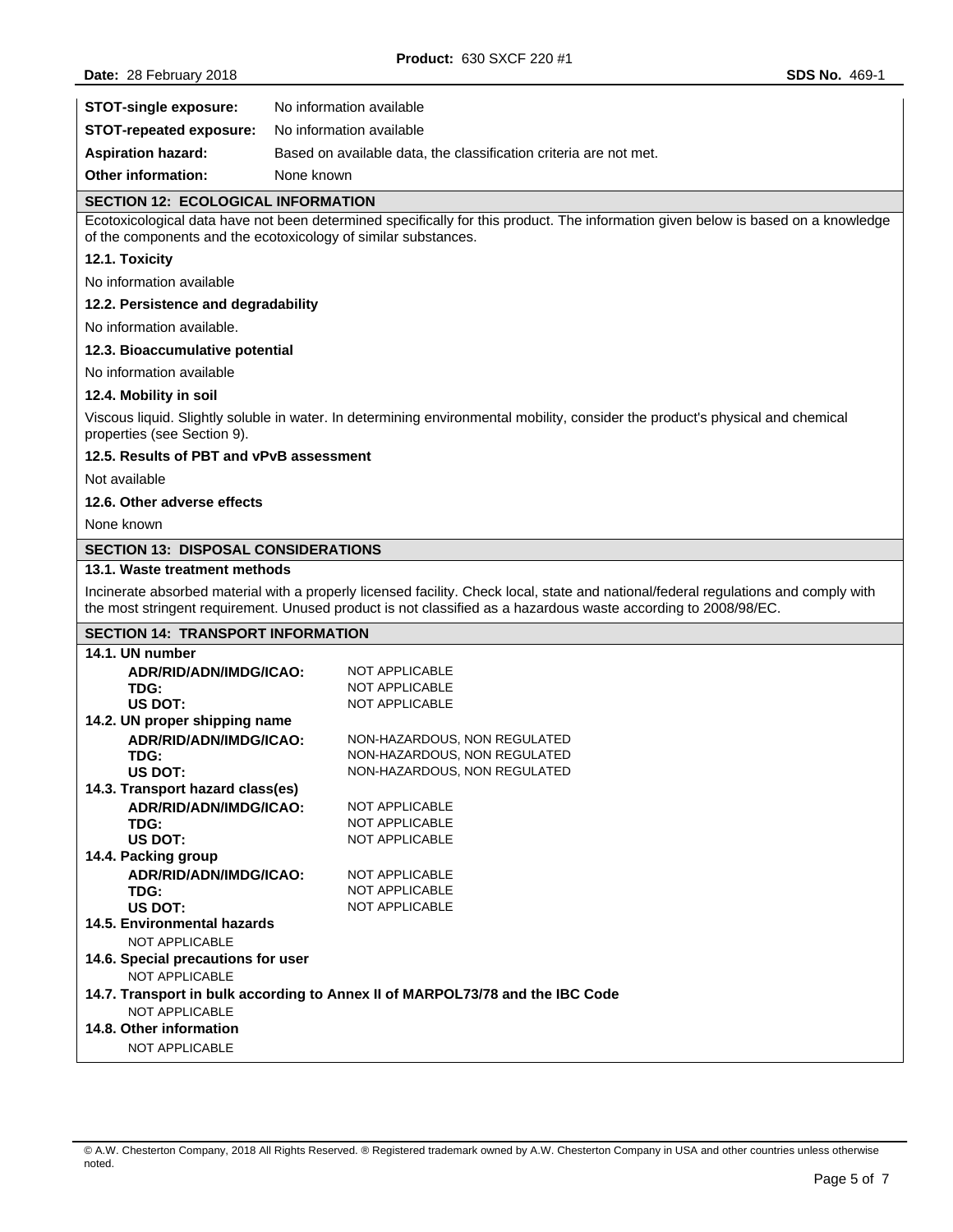| | |
|---|---|
| **STOT-single exposure:** | No information available |
| **STOT-repeated exposure:** | No information available |
| **Aspiration hazard:** | Based on available data, the classification criteria are not met. |
| **Other information:** | None known |

## SECTION 12: ECOLOGICAL INFORMATION

Ecotoxicological data have not been determined specifically for this product. The information given below is based on a knowledge of the components and the ecotoxicology of similar substances.

### 12.1. Toxicity

No information available

### 12.2. Persistence and degradability

No information available.

### 12.3. Bioaccumulative potential

No information available

### 12.4. Mobility in soil

Viscous liquid. Slightly soluble in water. In determining environmental mobility, consider the product's physical and chemical properties (see Section 9).

### 12.5. Results of PBT and vPvB assessment

Not available

### 12.6. Other adverse effects

None known

## SECTION 13: DISPOSAL CONSIDERATIONS

### 13.1. Waste treatment methods

Incinerate absorbed material with a properly licensed facility. Check local, state and national/federal regulations and comply with the most stringent requirement. Unused product is not classified as a hazardous waste according to 2008/98/EC.

## SECTION 14: TRANSPORT INFORMATION

### 14.1. UN number

| | |
|---|---|
| **ADR/RID/ADN/IMDG/ICAO:** | NOT APPLICABLE |
| **TDG:** | NOT APPLICABLE |
| **US DOT:** | NOT APPLICABLE |

### 14.2. UN proper shipping name

| | |
|---|---|
| **ADR/RID/ADN/IMDG/ICAO:** | NON-HAZARDOUS, NON REGULATED |
| **TDG:** | NON-HAZARDOUS, NON REGULATED |
| **US DOT:** | NON-HAZARDOUS, NON REGULATED |

### 14.3. Transport hazard class(es)

| | |
|---|---|
| **ADR/RID/ADN/IMDG/ICAO:** | NOT APPLICABLE |
| **TDG:** | NOT APPLICABLE |
| **US DOT:** | NOT APPLICABLE |

### 14.4. Packing group

| | |
|---|---|
| **ADR/RID/ADN/IMDG/ICAO:** | NOT APPLICABLE |
| **TDG:** | NOT APPLICABLE |
| **US DOT:** | NOT APPLICABLE |

### 14.5. Environmental hazards

NOT APPLICABLE

### 14.6. Special precautions for user

NOT APPLICABLE

### 14.7. Transport in bulk according to Annex II of MARPOL73/78 and the IBC Code

NOT APPLICABLE

### 14.8. Other information

NOT APPLICABLE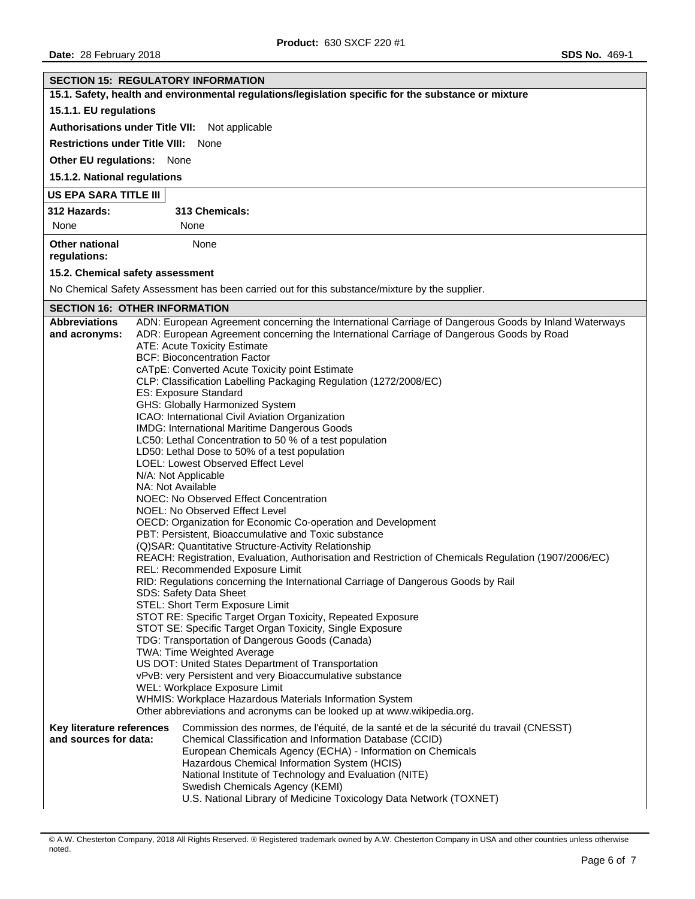## SECTION 15: REGULATORY INFORMATION

### 15.1. Safety, health and environmental regulations/legislation specific for the substance or mixture

#### 15.1.1. EU regulations

**Authorisations under Title VII:** Not applicable

**Restrictions under Title VIII:** None

**Other EU regulations:** None

#### 15.1.2. National regulations

**US EPA SARA TITLE III**

| 312 Hazards: | 313 Chemicals: |
|---|---|
| None | None |

**Other national regulations:** None

### 15.2. Chemical safety assessment

No Chemical Safety Assessment has been carried out for this substance/mixture by the supplier.

## SECTION 16: OTHER INFORMATION

**Abbreviations and acronyms:**

ADN: European Agreement concerning the International Carriage of Dangerous Goods by Inland Waterways
ADR: European Agreement concerning the International Carriage of Dangerous Goods by Road
ATE: Acute Toxicity Estimate
BCF: Bioconcentration Factor
cATpE: Converted Acute Toxicity point Estimate
CLP: Classification Labelling Packaging Regulation (1272/2008/EC)
ES: Exposure Standard
GHS: Globally Harmonized System
ICAO: International Civil Aviation Organization
IMDG: International Maritime Dangerous Goods
LC50: Lethal Concentration to 50 % of a test population
LD50: Lethal Dose to 50% of a test population
LOEL: Lowest Observed Effect Level
N/A: Not Applicable
NA: Not Available
NOEC: No Observed Effect Concentration
NOEL: No Observed Effect Level
OECD: Organization for Economic Co-operation and Development
PBT: Persistent, Bioaccumulative and Toxic substance
(Q)SAR: Quantitative Structure-Activity Relationship
REACH: Registration, Evaluation, Authorisation and Restriction of Chemicals Regulation (1907/2006/EC)
REL: Recommended Exposure Limit
RID: Regulations concerning the International Carriage of Dangerous Goods by Rail
SDS: Safety Data Sheet
STEL: Short Term Exposure Limit
STOT RE: Specific Target Organ Toxicity, Repeated Exposure
STOT SE: Specific Target Organ Toxicity, Single Exposure
TDG: Transportation of Dangerous Goods (Canada)
TWA: Time Weighted Average
US DOT: United States Department of Transportation
vPvB: very Persistent and very Bioaccumulative substance
WEL: Workplace Exposure Limit
WHMIS: Workplace Hazardous Materials Information System
Other abbreviations and acronyms can be looked up at www.wikipedia.org.

**Key literature references and sources for data:**

Commission des normes, de l'équité, de la santé et de la sécurité du travail (CNESST)
Chemical Classification and Information Database (CCID)
European Chemicals Agency (ECHA) - Information on Chemicals
Hazardous Chemical Information System (HCIS)
National Institute of Technology and Evaluation (NITE)
Swedish Chemicals Agency (KEMI)
U.S. National Library of Medicine Toxicology Data Network (TOXNET)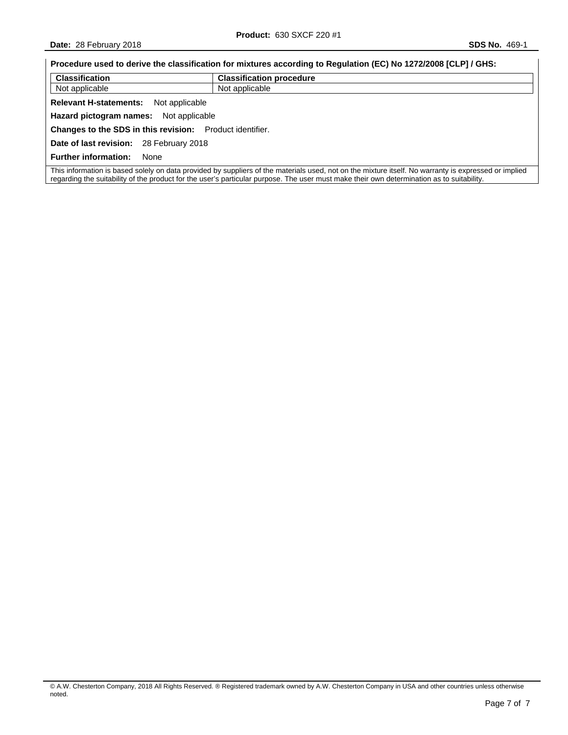**Procedure used to derive the classification for mixtures according to Regulation (EC) No 1272/2008 [CLP] / GHS:**

| Classification | Classification procedure |
|---|---|
| Not applicable | Not applicable |

**Relevant H-statements:** Not applicable

**Hazard pictogram names:** Not applicable

**Changes to the SDS in this revision:** Product identifier.

**Date of last revision:** 28 February 2018

**Further information:** None

This information is based solely on data provided by suppliers of the materials used, not on the mixture itself. No warranty is expressed or implied regarding the suitability of the product for the user's particular purpose. The user must make their own determination as to suitability.

© A.W. Chesterton Company, 2018 All Rights Reserved. ® Registered trademark owned by A.W. Chesterton Company in USA and other countries unless otherwise noted.